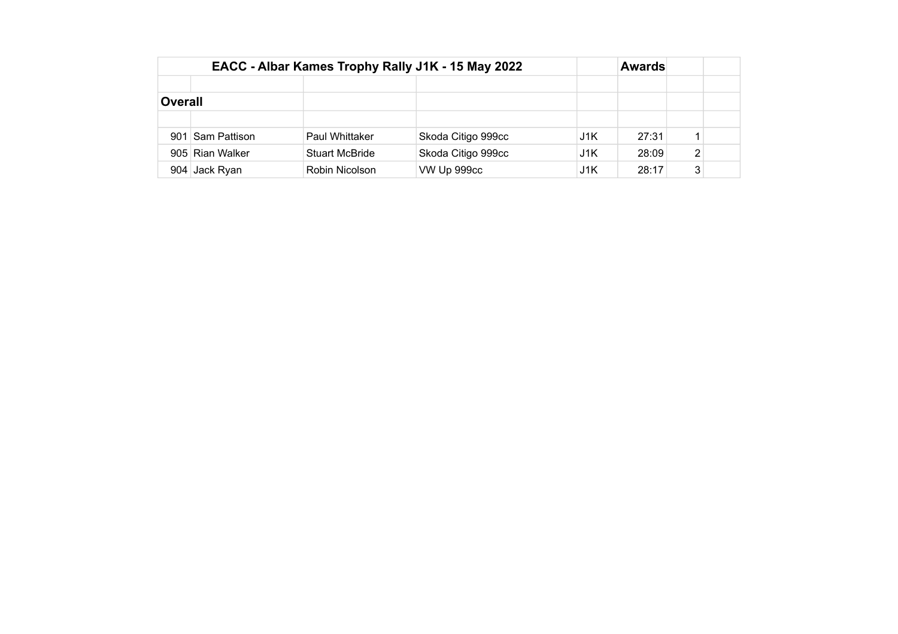# EACC - Albar Kames Trophy Rally J1K - 15 May 2022

**Awards**

## Overall

| No. | Driver | Co-Driver | Car | Class | Time | Pos |
|---|---|---|---|---|---|---|
| 901 | Sam Pattison | Paul Whittaker | Skoda Citigo 999cc | J1K | 27:31 | 1 |
| 905 | Rian Walker | Stuart McBride | Skoda Citigo 999cc | J1K | 28:09 | 2 |
| 904 | Jack Ryan | Robin Nicolson | VW Up 999cc | J1K | 28:17 | 3 |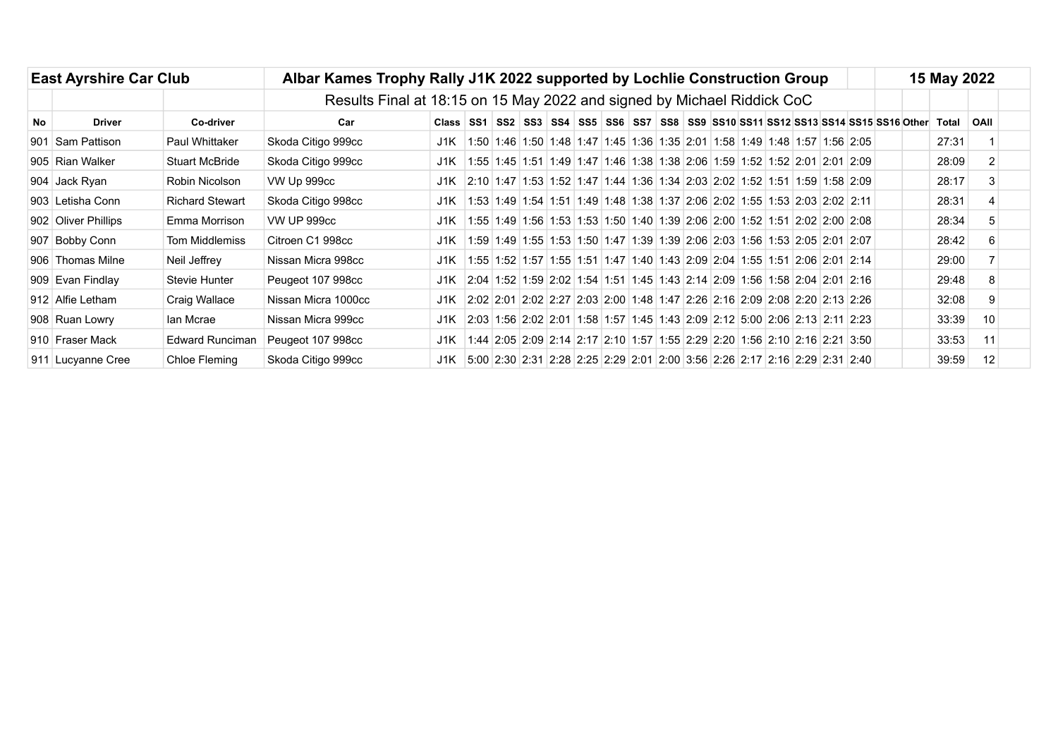| East Ayrshire Car Club | | | Albar Kames Trophy Rally J1K 2022 supported by Lochlie Construction Group | | | | | | | | | | | | | | | | | | | | | | 15 May 2022 | |
|---|---|---|---|---|---|---|---|---|---|---|---|---|---|---|---|---|---|---|---|---|---|---|---|---|---|---|
| | | | Results Final at 18:15 on 15 May 2022 and signed by Michael Riddick CoC | | | | | | | | | | | | | | | | | | | | | | | |
| **No** | **Driver** | **Co-driver** | **Car** | **Class** | **SS1** | **SS2** | **SS3** | **SS4** | **SS5** | **SS6** | **SS7** | **SS8** | **SS9** | **SS10** | **SS11** | **SS12** | **SS13** | **SS14** | **SS15** | **SS16** | **Other** | **Total** | **OAll** | | | |
| 901 | Sam Pattison | Paul Whittaker | Skoda Citigo 999cc | J1K | 1:50 | 1:46 | 1:50 | 1:48 | 1:47 | 1:45 | 1:36 | 1:35 | 2:01 | 1:58 | 1:49 | 1:48 | 1:57 | 1:56 | 2:05 | | | 27:31 | 1 | | | |
| 905 | Rian Walker | Stuart McBride | Skoda Citigo 999cc | J1K | 1:55 | 1:45 | 1:51 | 1:49 | 1:47 | 1:46 | 1:38 | 1:38 | 2:06 | 1:59 | 1:52 | 1:52 | 2:01 | 2:01 | 2:09 | | | 28:09 | 2 | | | |
| 904 | Jack Ryan | Robin Nicolson | VW Up 999cc | J1K | 2:10 | 1:47 | 1:53 | 1:52 | 1:47 | 1:44 | 1:36 | 1:34 | 2:03 | 2:02 | 1:52 | 1:51 | 1:59 | 1:58 | 2:09 | | | 28:17 | 3 | | | |
| 903 | Letisha Conn | Richard Stewart | Skoda Citigo 998cc | J1K | 1:53 | 1:49 | 1:54 | 1:51 | 1:49 | 1:48 | 1:38 | 1:37 | 2:06 | 2:02 | 1:55 | 1:53 | 2:03 | 2:02 | 2:11 | | | 28:31 | 4 | | | |
| 902 | Oliver Phillips | Emma Morrison | VW UP 999cc | J1K | 1:55 | 1:49 | 1:56 | 1:53 | 1:53 | 1:50 | 1:40 | 1:39 | 2:06 | 2:00 | 1:52 | 1:51 | 2:02 | 2:00 | 2:08 | | | 28:34 | 5 | | | |
| 907 | Bobby Conn | Tom Middlemiss | Citroen C1 998cc | J1K | 1:59 | 1:49 | 1:55 | 1:53 | 1:50 | 1:47 | 1:39 | 1:39 | 2:06 | 2:03 | 1:56 | 1:53 | 2:05 | 2:01 | 2:07 | | | 28:42 | 6 | | | |
| 906 | Thomas Milne | Neil Jeffrey | Nissan Micra 998cc | J1K | 1:55 | 1:52 | 1:57 | 1:55 | 1:51 | 1:47 | 1:40 | 1:43 | 2:09 | 2:04 | 1:55 | 1:51 | 2:06 | 2:01 | 2:14 | | | 29:00 | 7 | | | |
| 909 | Evan Findlay | Stevie Hunter | Peugeot 107 998cc | J1K | 2:04 | 1:52 | 1:59 | 2:02 | 1:54 | 1:51 | 1:45 | 1:43 | 2:14 | 2:09 | 1:56 | 1:58 | 2:04 | 2:01 | 2:16 | | | 29:48 | 8 | | | |
| 912 | Alfie Letham | Craig Wallace | Nissan Micra 1000cc | J1K | 2:02 | 2:01 | 2:02 | 2:27 | 2:03 | 2:00 | 1:48 | 1:47 | 2:26 | 2:16 | 2:09 | 2:08 | 2:20 | 2:13 | 2:26 | | | 32:08 | 9 | | | |
| 908 | Ruan Lowry | Ian Mcrae | Nissan Micra 999cc | J1K | 2:03 | 1:56 | 2:02 | 2:01 | 1:58 | 1:57 | 1:45 | 1:43 | 2:09 | 2:12 | 5:00 | 2:06 | 2:13 | 2:11 | 2:23 | | | 33:39 | 10 | | | |
| 910 | Fraser Mack | Edward Runciman | Peugeot 107 998cc | J1K | 1:44 | 2:05 | 2:09 | 2:14 | 2:17 | 2:10 | 1:57 | 1:55 | 2:29 | 2:20 | 1:56 | 2:10 | 2:16 | 2:21 | 3:50 | | | 33:53 | 11 | | | |
| 911 | Lucyanne Cree | Chloe Fleming | Skoda Citigo 999cc | J1K | 5:00 | 2:30 | 2:31 | 2:28 | 2:25 | 2:29 | 2:01 | 2:00 | 3:56 | 2:26 | 2:17 | 2:16 | 2:29 | 2:31 | 2:40 | | | 39:59 | 12 | | | |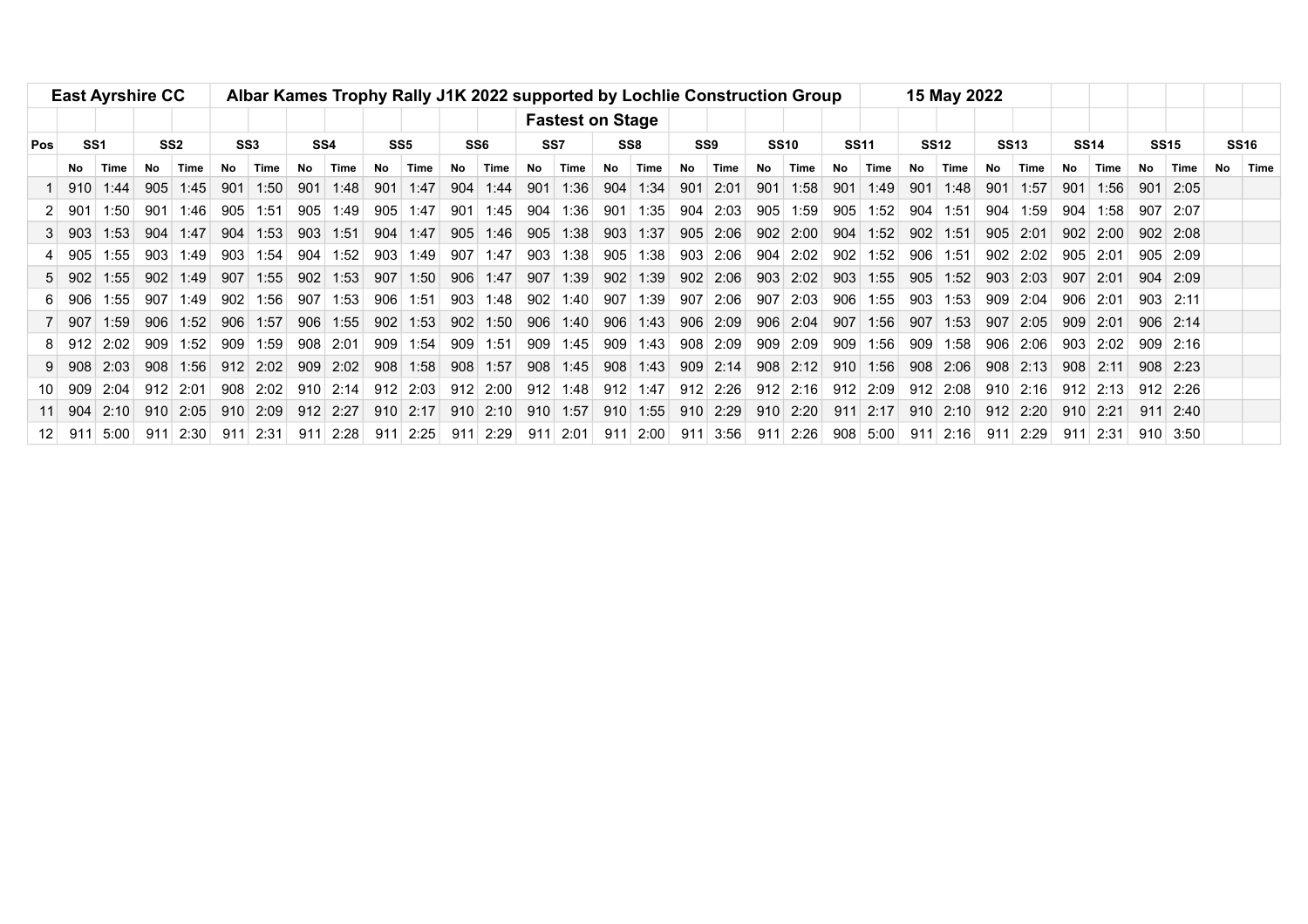| East Ayrshire CC | | | | | Albar Kames Trophy Rally J1K 2022 supported by Lochlie Construction Group | | | | | | | | | | | | | | | | | | 15 May 2022 | | | | | | | | | | | | |
|---|---|---|---|---|---|---|---|---|---|---|---|---|---|---|---|---|---|---|---|---|---|---|---|---|---|---|---|---|---|---|---|---|---|---|---|
| | | | | | | | | | | | | | Fastest on Stage | | | | | | | | | | | | | | | | | | | | | | |
| Pos | SS1 | | SS2 | | SS3 | | SS4 | | SS5 | | SS6 | | SS7 | | SS8 | | SS9 | | SS10 | | SS11 | | SS12 | | SS13 | | SS14 | | SS15 | | SS16 | | | | |
| | No | Time | No | Time | No | Time | No | Time | No | Time | No | Time | No | Time | No | Time | No | Time | No | Time | No | Time | No | Time | No | Time | No | Time | No | Time | No | Time | | | |
| 1 | 910 | 1:44 | 905 | 1:45 | 901 | 1:50 | 901 | 1:48 | 901 | 1:47 | 904 | 1:44 | 901 | 1:36 | 904 | 1:34 | 901 | 2:01 | 901 | 1:58 | 901 | 1:49 | 901 | 1:48 | 901 | 1:57 | 901 | 1:56 | 901 | 2:05 | | | | | |
| 2 | 901 | 1:50 | 901 | 1:46 | 905 | 1:51 | 905 | 1:49 | 905 | 1:47 | 901 | 1:45 | 904 | 1:36 | 901 | 1:35 | 904 | 2:03 | 905 | 1:59 | 905 | 1:52 | 904 | 1:51 | 904 | 1:59 | 904 | 1:58 | 907 | 2:07 | | | | | |
| 3 | 903 | 1:53 | 904 | 1:47 | 904 | 1:53 | 903 | 1:51 | 904 | 1:47 | 905 | 1:46 | 905 | 1:38 | 903 | 1:37 | 905 | 2:06 | 902 | 2:00 | 904 | 1:52 | 902 | 1:51 | 905 | 2:01 | 902 | 2:00 | 902 | 2:08 | | | | | |
| 4 | 905 | 1:55 | 903 | 1:49 | 903 | 1:54 | 904 | 1:52 | 903 | 1:49 | 907 | 1:47 | 903 | 1:38 | 905 | 1:38 | 903 | 2:06 | 904 | 2:02 | 902 | 1:52 | 906 | 1:51 | 902 | 2:02 | 905 | 2:01 | 905 | 2:09 | | | | | |
| 5 | 902 | 1:55 | 902 | 1:49 | 907 | 1:55 | 902 | 1:53 | 907 | 1:50 | 906 | 1:47 | 907 | 1:39 | 902 | 1:39 | 902 | 2:06 | 903 | 2:02 | 903 | 1:55 | 905 | 1:52 | 903 | 2:03 | 907 | 2:01 | 904 | 2:09 | | | | | |
| 6 | 906 | 1:55 | 907 | 1:49 | 902 | 1:56 | 907 | 1:53 | 906 | 1:51 | 903 | 1:48 | 902 | 1:40 | 907 | 1:39 | 907 | 2:06 | 907 | 2:03 | 906 | 1:55 | 903 | 1:53 | 909 | 2:04 | 906 | 2:01 | 903 | 2:11 | | | | | |
| 7 | 907 | 1:59 | 906 | 1:52 | 906 | 1:57 | 906 | 1:55 | 902 | 1:53 | 902 | 1:50 | 906 | 1:40 | 906 | 1:43 | 906 | 2:09 | 906 | 2:04 | 907 | 1:56 | 907 | 1:53 | 907 | 2:05 | 909 | 2:01 | 906 | 2:14 | | | | | |
| 8 | 912 | 2:02 | 909 | 1:52 | 909 | 1:59 | 908 | 2:01 | 909 | 1:54 | 909 | 1:51 | 909 | 1:45 | 909 | 1:43 | 908 | 2:09 | 909 | 2:09 | 909 | 1:56 | 909 | 1:58 | 906 | 2:06 | 903 | 2:02 | 909 | 2:16 | | | | | |
| 9 | 908 | 2:03 | 908 | 1:56 | 912 | 2:02 | 909 | 2:02 | 908 | 1:58 | 908 | 1:57 | 908 | 1:45 | 908 | 1:43 | 909 | 2:14 | 908 | 2:12 | 910 | 1:56 | 908 | 2:06 | 908 | 2:13 | 908 | 2:11 | 908 | 2:23 | | | | | |
| 10 | 909 | 2:04 | 912 | 2:01 | 908 | 2:02 | 910 | 2:14 | 912 | 2:03 | 912 | 2:00 | 912 | 1:48 | 912 | 1:47 | 912 | 2:26 | 912 | 2:16 | 912 | 2:09 | 912 | 2:08 | 910 | 2:16 | 912 | 2:13 | 912 | 2:26 | | | | | |
| 11 | 904 | 2:10 | 910 | 2:05 | 910 | 2:09 | 912 | 2:27 | 910 | 2:17 | 910 | 2:10 | 910 | 1:57 | 910 | 1:55 | 910 | 2:29 | 910 | 2:20 | 911 | 2:17 | 910 | 2:10 | 912 | 2:20 | 910 | 2:21 | 911 | 2:40 | | | | | |
| 12 | 911 | 5:00 | 911 | 2:30 | 911 | 2:31 | 911 | 2:28 | 911 | 2:25 | 911 | 2:29 | 911 | 2:01 | 911 | 2:00 | 911 | 3:56 | 911 | 2:26 | 908 | 5:00 | 911 | 2:16 | 911 | 2:29 | 911 | 2:31 | 910 | 3:50 | | | | | |